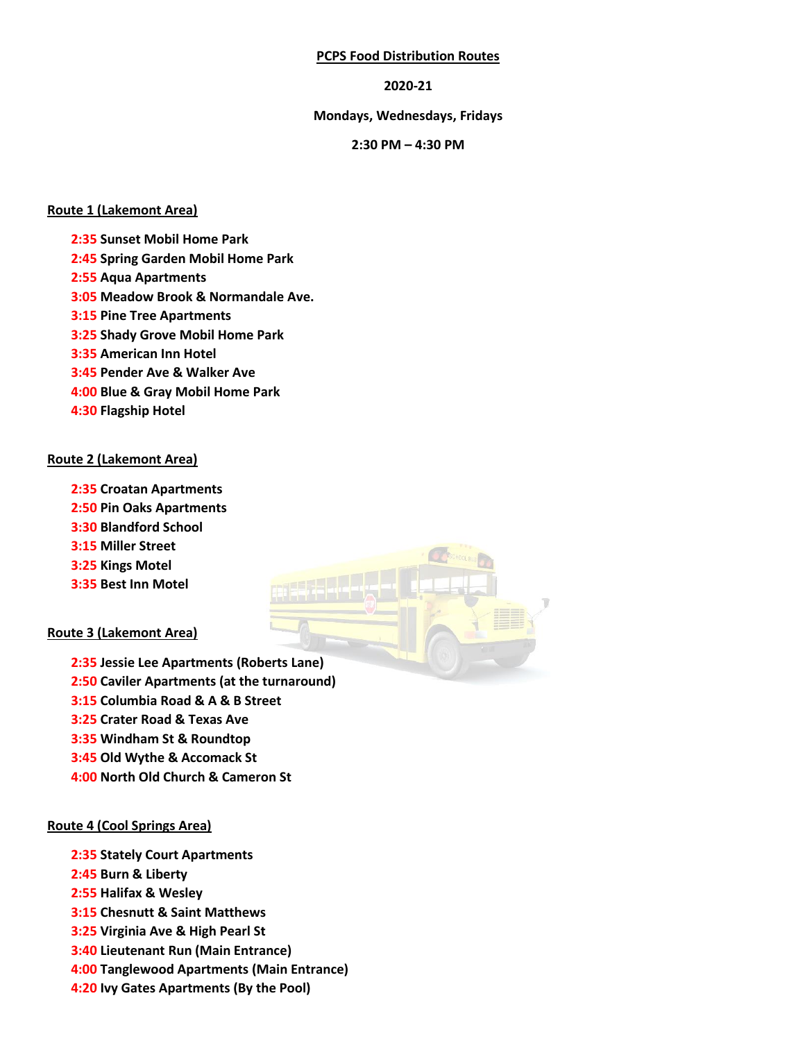**PCPS Food Distribution Routes**

**2020-21**

**Mondays, Wednesdays, Fridays**

**2:30 PM – 4:30 PM**

**Route 1 (Lakemont Area)**

- **2:35** Sunset Mobil Home Park
- **2:45** Spring Garden Mobil Home Park
- **2:55** Aqua Apartments
- **3:05** Meadow Brook & Normandale Ave.
- **3:15** Pine Tree Apartments
- **3:25** Shady Grove Mobil Home Park
- **3:35** American Inn Hotel
- **3:45** Pender Ave & Walker Ave
- **4:00** Blue & Gray Mobil Home Park
- **4:30** Flagship Hotel

**Route 2 (Lakemont Area)**

- **2:35** Croatan Apartments
- **2:50** Pin Oaks Apartments
- **3:30** Blandford School
- **3:15** Miller Street
- **3:25** Kings Motel
- **3:35** Best Inn Motel

**Route 3 (Lakemont Area)**

- **2:35** Jessie Lee Apartments (Roberts Lane)
- **2:50** Caviler Apartments (at the turnaround)
- **3:15** Columbia Road & A & B Street
- **3:25** Crater Road & Texas Ave
- **3:35** Windham St & Roundtop
- **3:45** Old Wythe & Accomack St
- **4:00** North Old Church & Cameron St

**Route 4 (Cool Springs Area)**

- **2:35** Stately Court Apartments
- **2:45** Burn & Liberty
- **2:55** Halifax & Wesley
- **3:15** Chesnutt & Saint Matthews
- **3:25** Virginia Ave & High Pearl St
- **3:40** Lieutenant Run (Main Entrance)
- **4:00** Tanglewood Apartments (Main Entrance)
- **4:20** Ivy Gates Apartments (By the Pool)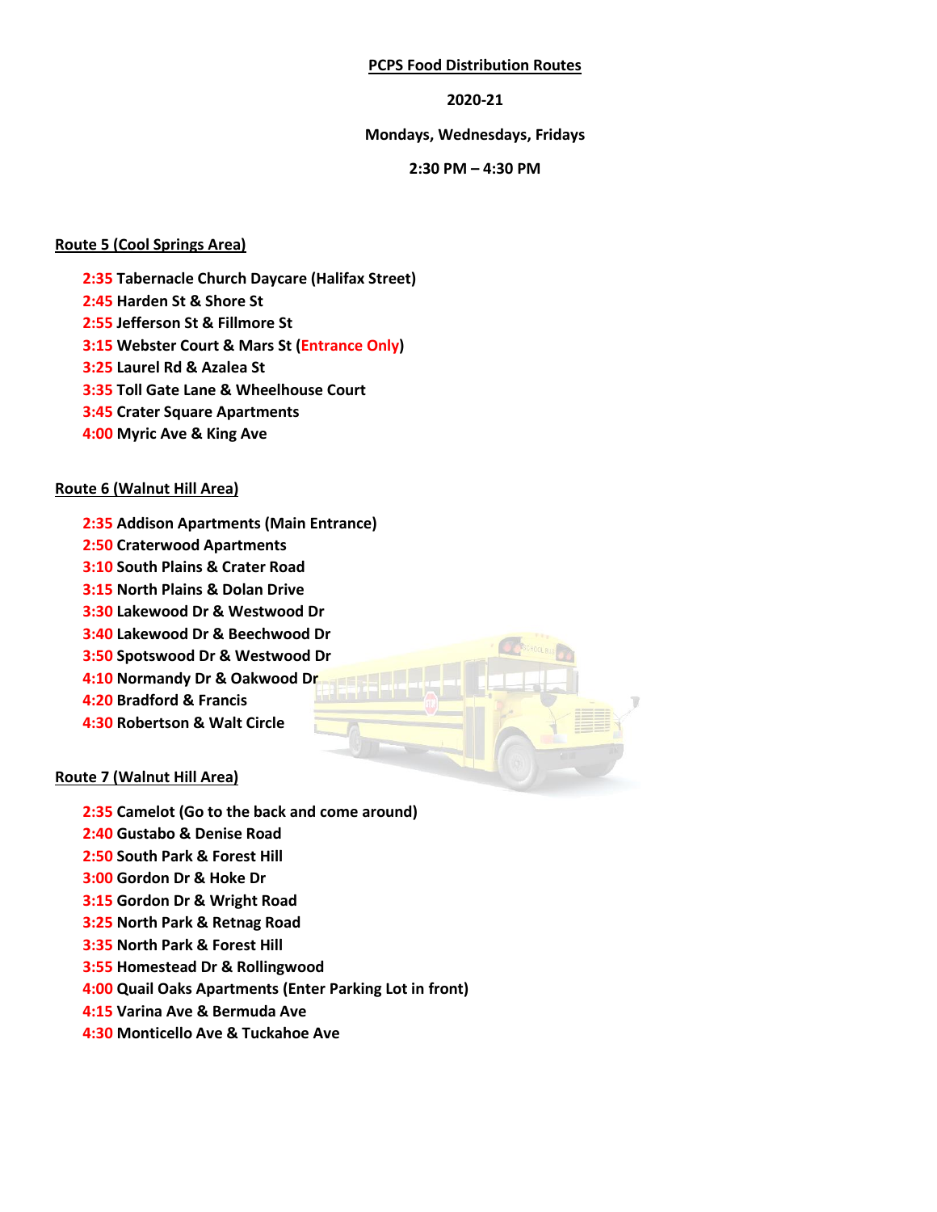**PCPS Food Distribution Routes**

**2020-21**

**Mondays, Wednesdays, Fridays**

**2:30 PM – 4:30 PM**

**Route 5 (Cool Springs Area)**

- **2:35** Tabernacle Church Daycare (Halifax Street)
- **2:45** Harden St & Shore St
- **2:55** Jefferson St & Fillmore St
- **3:15** Webster Court & Mars St (Entrance Only)
- **3:25** Laurel Rd & Azalea St
- **3:35** Toll Gate Lane & Wheelhouse Court
- **3:45** Crater Square Apartments
- **4:00** Myric Ave & King Ave

**Route 6 (Walnut Hill Area)**

- **2:35** Addison Apartments (Main Entrance)
- **2:50** Craterwood Apartments
- **3:10** South Plains & Crater Road
- **3:15** North Plains & Dolan Drive
- **3:30** Lakewood Dr & Westwood Dr
- **3:40** Lakewood Dr & Beechwood Dr
- **3:50** Spotswood Dr & Westwood Dr
- **4:10** Normandy Dr & Oakwood Dr
- **4:20** Bradford & Francis
- **4:30** Robertson & Walt Circle

**Route 7 (Walnut Hill Area)**

- **2:35** Camelot (Go to the back and come around)
- **2:40** Gustabo & Denise Road
- **2:50** South Park & Forest Hill
- **3:00** Gordon Dr & Hoke Dr
- **3:15** Gordon Dr & Wright Road
- **3:25** North Park & Retnag Road
- **3:35** North Park & Forest Hill
- **3:55** Homestead Dr & Rollingwood
- **4:00** Quail Oaks Apartments (Enter Parking Lot in front)
- **4:15** Varina Ave & Bermuda Ave
- **4:30** Monticello Ave & Tuckahoe Ave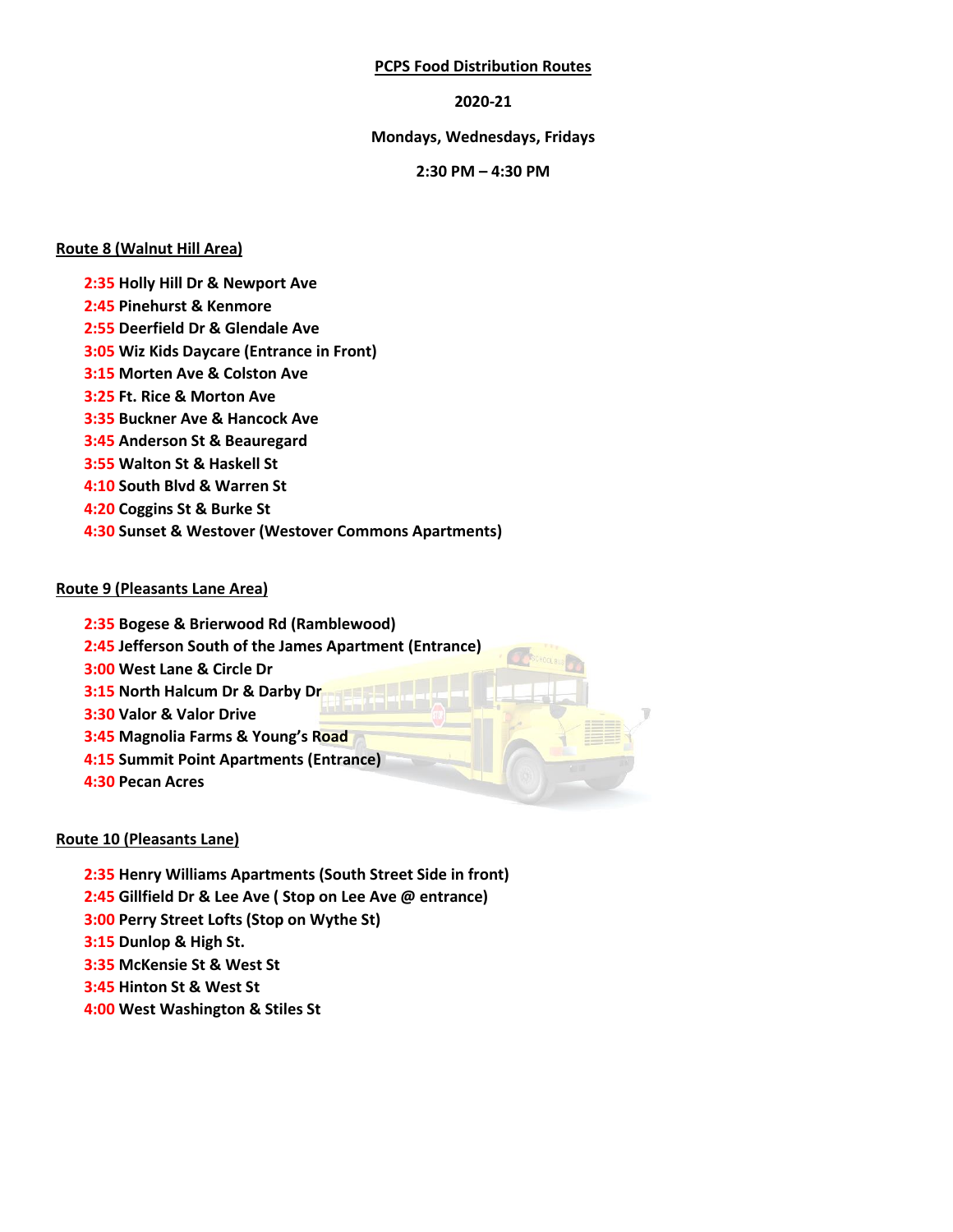**PCPS Food Distribution Routes**

**2020-21**

**Mondays, Wednesdays, Fridays**

**2:30 PM – 4:30 PM**

**Route 8 (Walnut Hill Area)**

- **2:35** Holly Hill Dr & Newport Ave
- **2:45** Pinehurst & Kenmore
- **2:55** Deerfield Dr & Glendale Ave
- **3:05** Wiz Kids Daycare (Entrance in Front)
- **3:15** Morten Ave & Colston Ave
- **3:25** Ft. Rice & Morton Ave
- **3:35** Buckner Ave & Hancock Ave
- **3:45** Anderson St & Beauregard
- **3:55** Walton St & Haskell St
- **4:10** South Blvd & Warren St
- **4:20** Coggins St & Burke St
- **4:30** Sunset & Westover (Westover Commons Apartments)

**Route 9 (Pleasants Lane Area)**

- **2:35** Bogese & Brierwood Rd (Ramblewood)
- **2:45** Jefferson South of the James Apartment (Entrance)
- **3:00** West Lane & Circle Dr
- **3:15** North Halcum Dr & Darby Dr
- **3:30** Valor & Valor Drive
- **3:45** Magnolia Farms & Young's Road
- **4:15** Summit Point Apartments (Entrance)
- **4:30** Pecan Acres

**Route 10 (Pleasants Lane)**

- **2:35** Henry Williams Apartments (South Street Side in front)
- **2:45** Gillfield Dr & Lee Ave ( Stop on Lee Ave @ entrance)
- **3:00** Perry Street Lofts (Stop on Wythe St)
- **3:15** Dunlop & High St.
- **3:35** McKensie St & West St
- **3:45** Hinton St & West St
- **4:00** West Washington & Stiles St